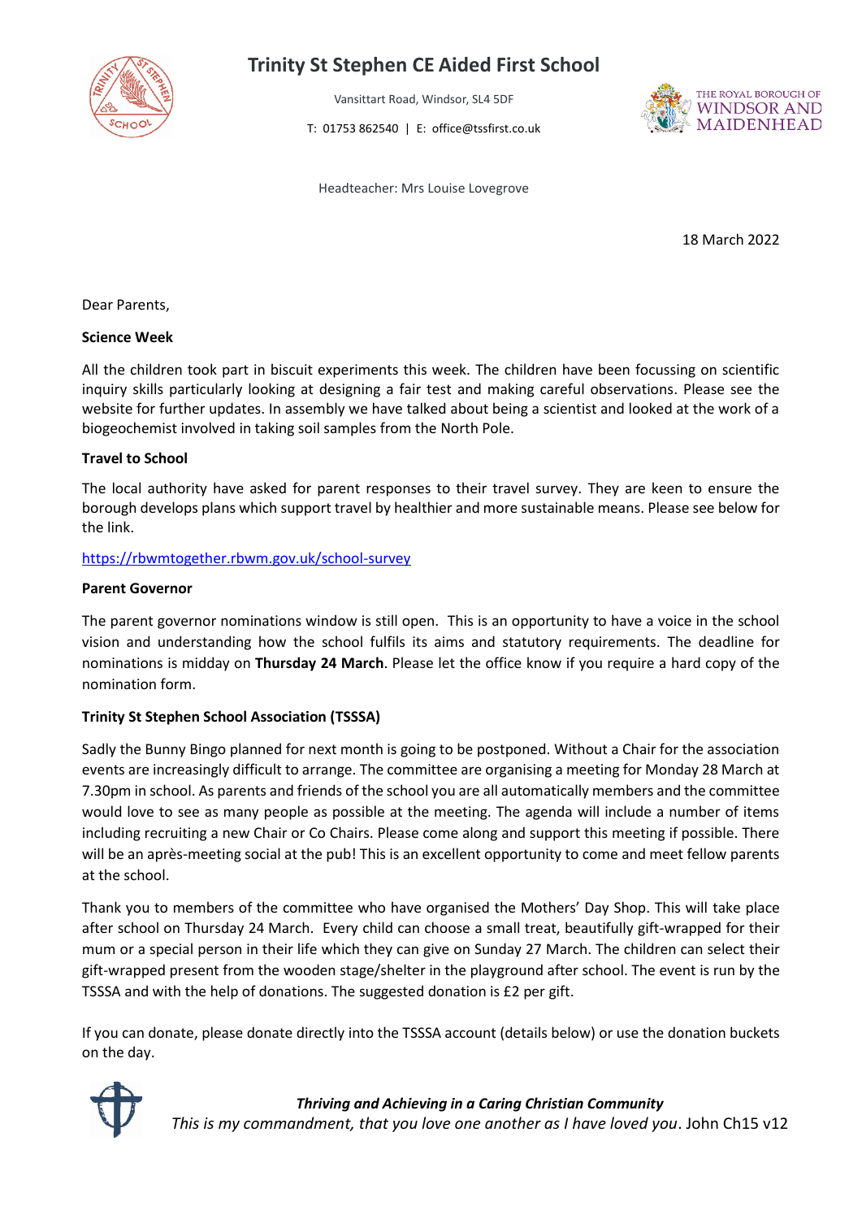# Trinity St Stephen CE Aided First School

Vansittart Road, Windsor, SL4 5DF

T: 01753 862540 | E: office@tssfirst.co.uk

Headteacher: Mrs Louise Lovegrove

18 March 2022

Dear Parents,

**Science Week**

All the children took part in biscuit experiments this week. The children have been focussing on scientific inquiry skills particularly looking at designing a fair test and making careful observations. Please see the website for further updates. In assembly we have talked about being a scientist and looked at the work of a biogeochemist involved in taking soil samples from the North Pole.

**Travel to School**

The local authority have asked for parent responses to their travel survey. They are keen to ensure the borough develops plans which support travel by healthier and more sustainable means. Please see below for the link.

https://rbwmtogether.rbwm.gov.uk/school-survey

**Parent Governor**

The parent governor nominations window is still open. This is an opportunity to have a voice in the school vision and understanding how the school fulfils its aims and statutory requirements. The deadline for nominations is midday on **Thursday 24 March**. Please let the office know if you require a hard copy of the nomination form.

**Trinity St Stephen School Association (TSSSA)**

Sadly the Bunny Bingo planned for next month is going to be postponed. Without a Chair for the association events are increasingly difficult to arrange. The committee are organising a meeting for Monday 28 March at 7.30pm in school. As parents and friends of the school you are all automatically members and the committee would love to see as many people as possible at the meeting. The agenda will include a number of items including recruiting a new Chair or Co Chairs. Please come along and support this meeting if possible. There will be an après-meeting social at the pub! This is an excellent opportunity to come and meet fellow parents at the school.

Thank you to members of the committee who have organised the Mothers' Day Shop. This will take place after school on Thursday 24 March. Every child can choose a small treat, beautifully gift-wrapped for their mum or a special person in their life which they can give on Sunday 27 March. The children can select their gift-wrapped present from the wooden stage/shelter in the playground after school. The event is run by the TSSSA and with the help of donations. The suggested donation is £2 per gift.

If you can donate, please donate directly into the TSSSA account (details below) or use the donation buckets on the day.

***Thriving and Achieving in a Caring Christian Community***

*This is my commandment, that you love one another as I have loved you*. John Ch15 v12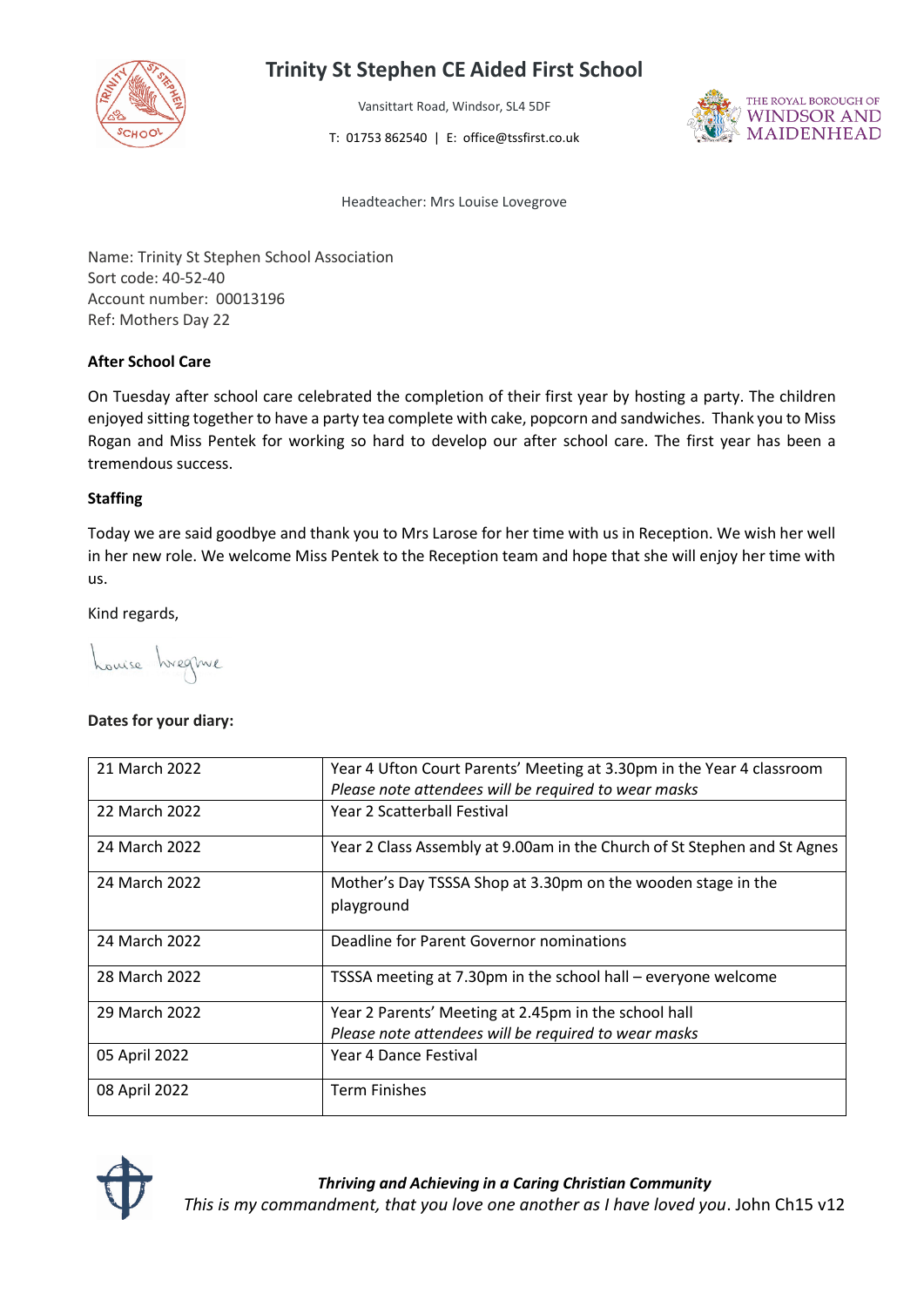# Trinity St Stephen CE Aided First School

Vansittart Road, Windsor, SL4 5DF

T: 01753 862540 | E: office@tssfirst.co.uk

Headteacher: Mrs Louise Lovegrove

Name: Trinity St Stephen School Association
Sort code: 40-52-40
Account number: 00013196
Ref: Mothers Day 22

**After School Care**

On Tuesday after school care celebrated the completion of their first year by hosting a party. The children enjoyed sitting together to have a party tea complete with cake, popcorn and sandwiches. Thank you to Miss Rogan and Miss Pentek for working so hard to develop our after school care. The first year has been a tremendous success.

**Staffing**

Today we are said goodbye and thank you to Mrs Larose for her time with us in Reception. We wish her well in her new role. We welcome Miss Pentek to the Reception team and hope that she will enjoy her time with us.

Kind regards,

Louise Lovegrove

**Dates for your diary:**

| | |
|---|---|
| 21 March 2022 | Year 4 Ufton Court Parents' Meeting at 3.30pm in the Year 4 classroom *Please note attendees will be required to wear masks* |
| 22 March 2022 | Year 2 Scatterball Festival |
| 24 March 2022 | Year 2 Class Assembly at 9.00am in the Church of St Stephen and St Agnes |
| 24 March 2022 | Mother's Day TSSSA Shop at 3.30pm on the wooden stage in the playground |
| 24 March 2022 | Deadline for Parent Governor nominations |
| 28 March 2022 | TSSSA meeting at 7.30pm in the school hall – everyone welcome |
| 29 March 2022 | Year 2 Parents' Meeting at 2.45pm in the school hall *Please note attendees will be required to wear masks* |
| 05 April 2022 | Year 4 Dance Festival |
| 08 April 2022 | Term Finishes |

***Thriving and Achieving in a Caring Christian Community***

*This is my commandment, that you love one another as I have loved you*. John Ch15 v12